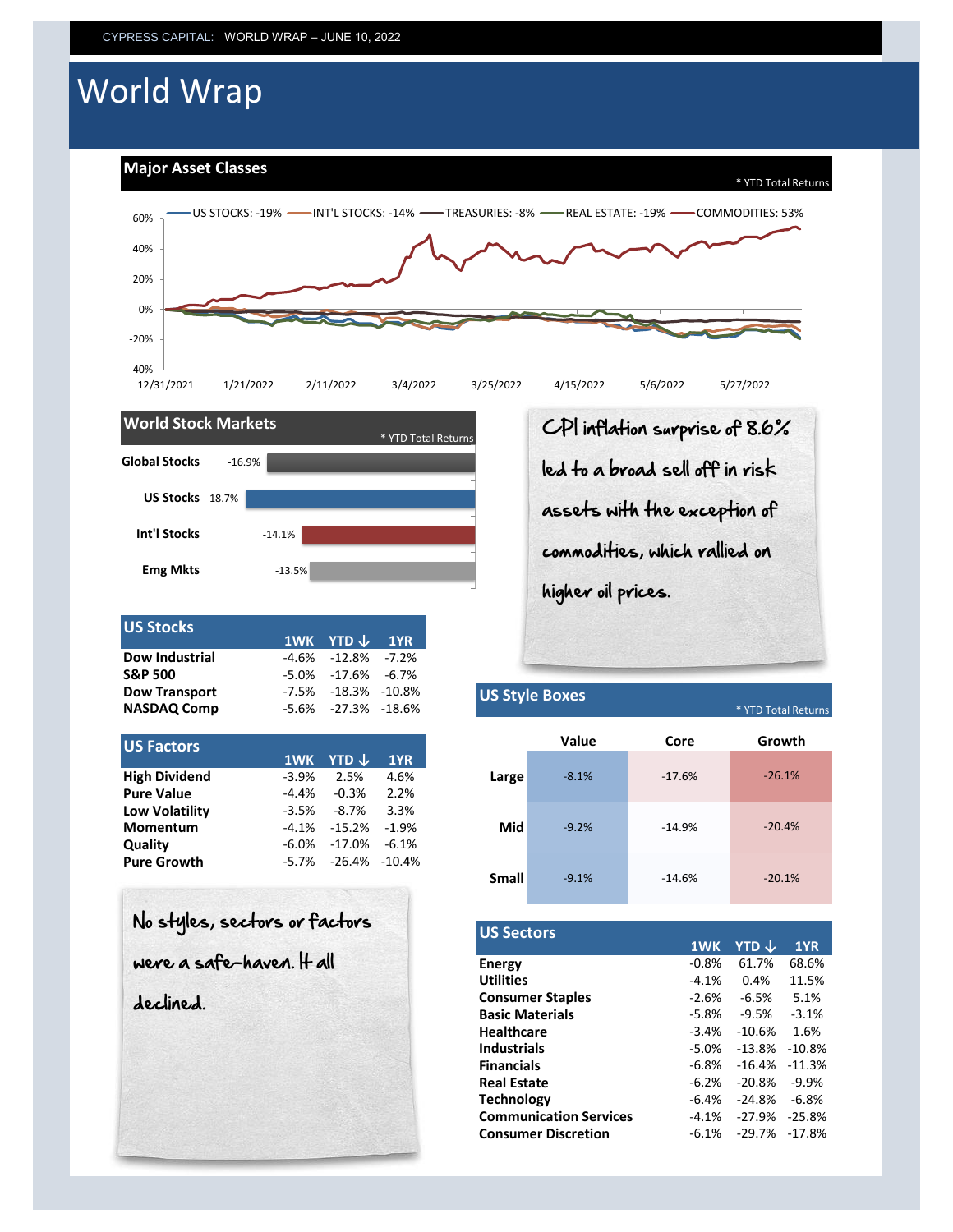CYPRESS CAPITAL: WORLD WRAP – JUNE 10, 2022

# World Wrap

## Major Asset Classes

\* YTD Total Returns

US STOCKS: -19% | INT'L STOCKS: -14% | TREASURIES: -8% | REAL ESTATE: -19% | COMMODITIES: 53%

## World Stock Markets

\* YTD Total Returns

| Market | YTD |
|---|---|
| Global Stocks | -16.9% |
| US Stocks | -18.7% |
| Int'l Stocks | -14.1% |
| Emg Mkts | -13.5% |

CPI inflation surprise of 8.6% led to a broad sell off in risk assets with the exception of commodities, which rallied on higher oil prices.

## US Stocks

| | 1WK | YTD ↓ | 1YR |
|---|---|---|---|
| **Dow Industrial** | -4.6% | -12.8% | -7.2% |
| **S&P 500** | -5.0% | -17.6% | -6.7% |
| **Dow Transport** | -7.5% | -18.3% | -10.8% |
| **NASDAQ Comp** | -5.6% | -27.3% | -18.6% |

## US Style Boxes

\* YTD Total Returns

| | Value | Core | Growth |
|---|---|---|---|
| **Large** | -8.1% | -17.6% | -26.1% |
| **Mid** | -9.2% | -14.9% | -20.4% |
| **Small** | -9.1% | -14.6% | -20.1% |

## US Factors

| | 1WK | YTD ↓ | 1YR |
|---|---|---|---|
| **High Dividend** | -3.9% | 2.5% | 4.6% |
| **Pure Value** | -4.4% | -0.3% | 2.2% |
| **Low Volatility** | -3.5% | -8.7% | 3.3% |
| **Momentum** | -4.1% | -15.2% | -1.9% |
| **Quality** | -6.0% | -17.0% | -6.1% |
| **Pure Growth** | -5.7% | -26.4% | -10.4% |

No styles, sectors or factors were a safe-haven. It all declined.

## US Sectors

| | 1WK | YTD ↓ | 1YR |
|---|---|---|---|
| **Energy** | -0.8% | 61.7% | 68.6% |
| **Utilities** | -4.1% | 0.4% | 11.5% |
| **Consumer Staples** | -2.6% | -6.5% | 5.1% |
| **Basic Materials** | -5.8% | -9.5% | -3.1% |
| **Healthcare** | -3.4% | -10.6% | 1.6% |
| **Industrials** | -5.0% | -13.8% | -10.8% |
| **Financials** | -6.8% | -16.4% | -11.3% |
| **Real Estate** | -6.2% | -20.8% | -9.9% |
| **Technology** | -6.4% | -24.8% | -6.8% |
| **Communication Services** | -4.1% | -27.9% | -25.8% |
| **Consumer Discretion** | -6.1% | -29.7% | -17.8% |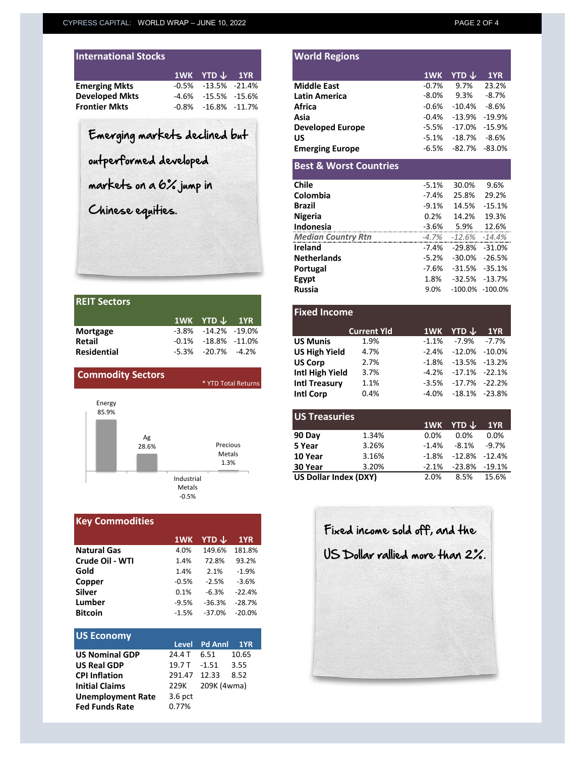## International Stocks

| | 1WK | YTD ↓ | 1YR |
|---|---|---|---|
| **Emerging Mkts** | -0.5% | -13.5% | -21.4% |
| **Developed Mkts** | -4.6% | -15.5% | -15.6% |
| **Frontier Mkts** | -0.8% | -16.8% | -11.7% |

Emerging markets declined but outperformed developed markets on a 6% jump in Chinese equities.

## REIT Sectors

| | 1WK | YTD ↓ | 1YR |
|---|---|---|---|
| **Mortgage** | -3.8% | -14.2% | -19.0% |
| **Retail** | -0.1% | -18.8% | -11.0% |
| **Residential** | -5.3% | -20.7% | -4.2% |

## Commodity Sectors

\* YTD Total Returns

| Sector | YTD Total Return |
|---|---|
| Energy | 85.9% |
| Ag | 28.6% |
| Industrial Metals | -0.5% |
| Precious Metals | 1.3% |

## Key Commodities

| | 1WK | YTD ↓ | 1YR |
|---|---|---|---|
| **Natural Gas** | 4.0% | 149.6% | 181.8% |
| **Crude Oil - WTI** | 1.4% | 72.8% | 93.2% |
| **Gold** | 1.4% | 2.1% | -1.9% |
| **Copper** | -0.5% | -2.5% | -3.6% |
| **Silver** | 0.1% | -6.3% | -22.4% |
| **Lumber** | -9.5% | -36.3% | -28.7% |
| **Bitcoin** | -1.5% | -37.0% | -20.0% |

## US Economy

| | Level | Pd Annl | 1YR |
|---|---|---|---|
| **US Nominal GDP** | 24.4 T | 6.51 | 10.65 |
| **US Real GDP** | 19.7 T | -1.51 | 3.55 |
| **CPI Inflation** | 291.47 | 12.33 | 8.52 |
| **Initial Claims** | 229K | 209K (4wma) | |
| **Unemployment Rate** | 3.6 pct | | |
| **Fed Funds Rate** | 0.77% | | |

## World Regions

| | 1WK | YTD ↓ | 1YR |
|---|---|---|---|
| **Middle East** | -0.7% | 9.7% | 23.2% |
| **Latin America** | -8.0% | 9.3% | -8.7% |
| **Africa** | -0.6% | -10.4% | -8.6% |
| **Asia** | -0.4% | -13.9% | -19.9% |
| **Developed Europe** | -5.5% | -17.0% | -15.9% |
| **US** | -5.1% | -18.7% | -8.6% |
| **Emerging Europe** | -6.5% | -82.7% | -83.0% |

## Best & Worst Countries

| | 1WK | YTD | 1YR |
|---|---|---|---|
| **Chile** | -5.1% | 30.0% | 9.6% |
| **Colombia** | -7.4% | 25.8% | 29.2% |
| **Brazil** | -9.1% | 14.5% | -15.1% |
| **Nigeria** | 0.2% | 14.2% | 19.3% |
| **Indonesia** | -3.6% | 5.9% | 12.6% |
| ***Median Country Rtn*** | *-4.7%* | *-12.6%* | *-14.4%* |
| **Ireland** | -7.4% | -29.8% | -31.0% |
| **Netherlands** | -5.2% | -30.0% | -26.5% |
| **Portugal** | -7.6% | -31.5% | -35.1% |
| **Egypt** | 1.8% | -32.5% | -13.7% |
| **Russia** | 9.0% | -100.0% | -100.0% |

## Fixed Income

| | Current Yld | 1WK | YTD ↓ | 1YR |
|---|---|---|---|---|
| **US Munis** | 1.9% | -1.1% | -7.9% | -7.7% |
| **US High Yield** | 4.7% | -2.4% | -12.0% | -10.0% |
| **US Corp** | 2.7% | -1.8% | -13.5% | -13.2% |
| **Intl High Yield** | 3.7% | -4.2% | -17.1% | -22.1% |
| **Intl Treasury** | 1.1% | -3.5% | -17.7% | -22.2% |
| **Intl Corp** | 0.4% | -4.0% | -18.1% | -23.8% |

## US Treasuries

| | | 1WK | YTD ↓ | 1YR |
|---|---|---|---|---|
| **90 Day** | 1.34% | 0.0% | 0.0% | 0.0% |
| **5 Year** | 3.26% | -1.4% | -8.1% | -9.7% |
| **10 Year** | 3.16% | -1.8% | -12.8% | -12.4% |
| **30 Year** | 3.20% | -2.1% | -23.8% | -19.1% |
| **US Dollar Index (DXY)** | | 2.0% | 8.5% | 15.6% |

Fixed income sold off, and the US Dollar rallied more than 2%.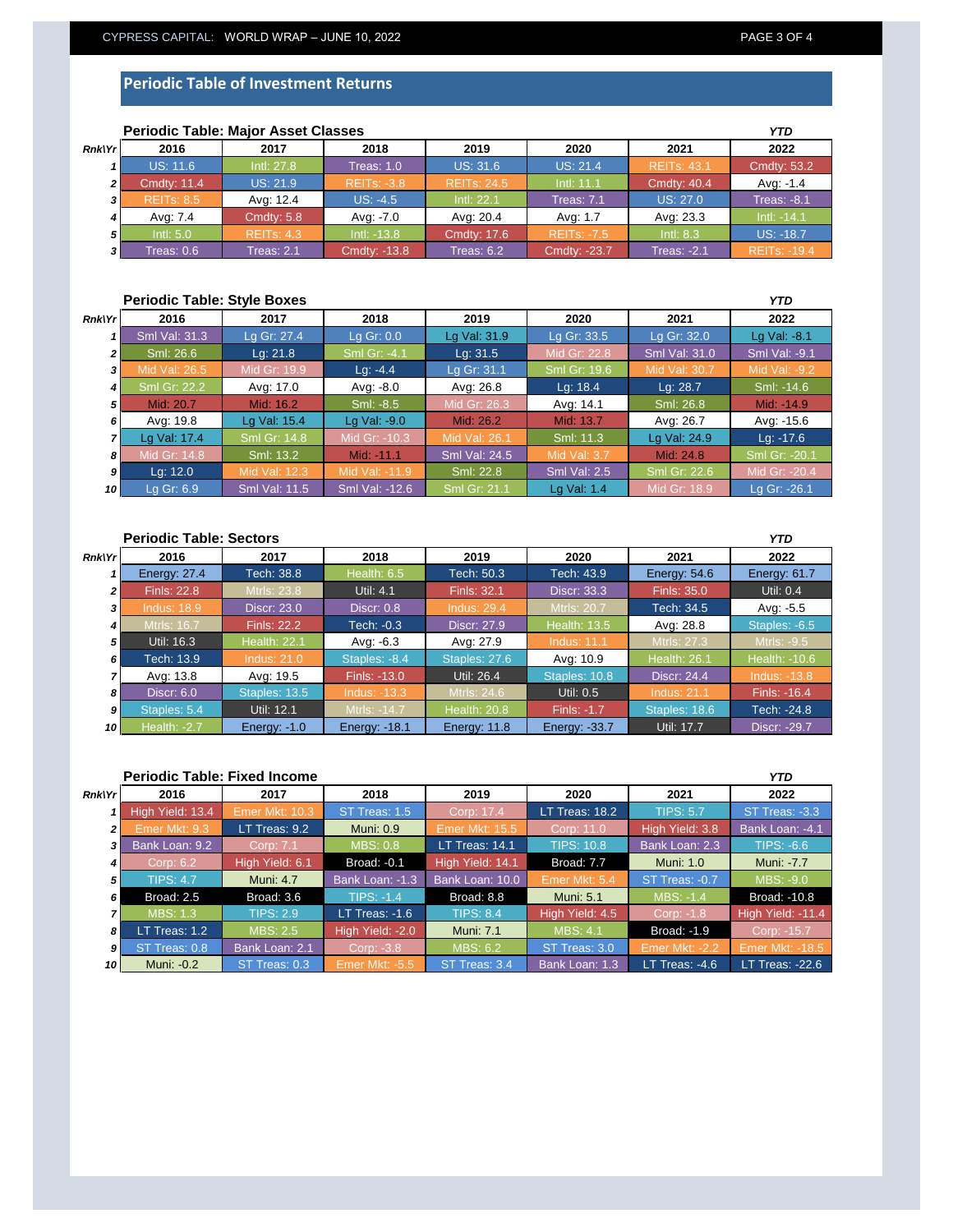## Periodic Table of Investment Returns

### Periodic Table: Major Asset Classes

| Rnk\Yr | 2016 | 2017 | 2018 | 2019 | 2020 | 2021 | YTD 2022 |
|---|---|---|---|---|---|---|---|
| 1 | US: 11.6 | Intl: 27.8 | Treas: 1.0 | US: 31.6 | US: 21.4 | REITs: 43.1 | Cmdty: 53.2 |
| 2 | Cmdty: 11.4 | US: 21.9 | REITs: -3.8 | REITs: 24.5 | Intl: 11.1 | Cmdty: 40.4 | Avg: -1.4 |
| 3 | REITs: 8.5 | Avg: 12.4 | US: -4.5 | Intl: 22.1 | Treas: 7.1 | US: 27.0 | Treas: -8.1 |
| 4 | Avg: 7.4 | Cmdty: 5.8 | Avg: -7.0 | Avg: 20.4 | Avg: 1.7 | Avg: 23.3 | Intl: -14.1 |
| 5 | Intl: 5.0 | REITs: 4.3 | Intl: -13.8 | Cmdty: 17.6 | REITs: -7.5 | Intl: 8.3 | US: -18.7 |
| 3 | Treas: 0.6 | Treas: 2.1 | Cmdty: -13.8 | Treas: 6.2 | Cmdty: -23.7 | Treas: -2.1 | REITs: -19.4 |

### Periodic Table: Style Boxes

| Rnk\Yr | 2016 | 2017 | 2018 | 2019 | 2020 | 2021 | YTD 2022 |
|---|---|---|---|---|---|---|---|
| 1 | Sml Val: 31.3 | Lg Gr: 27.4 | Lg Gr: 0.0 | Lg Val: 31.9 | Lg Gr: 33.5 | Lg Gr: 32.0 | Lg Val: -8.1 |
| 2 | Sml: 26.6 | Lg: 21.8 | Sml Gr: -4.1 | Lg: 31.5 | Mid Gr: 22.8 | Sml Val: 31.0 | Sml Val: -9.1 |
| 3 | Mid Val: 26.5 | Mid Gr: 19.9 | Lg: -4.4 | Lg Gr: 31.1 | Sml Gr: 19.6 | Mid Val: 30.7 | Mid Val: -9.2 |
| 4 | Sml Gr: 22.2 | Avg: 17.0 | Avg: -8.0 | Avg: 26.8 | Lg: 18.4 | Lg: 28.7 | Sml: -14.6 |
| 5 | Mid: 20.7 | Mid: 16.2 | Sml: -8.5 | Mid Gr: 26.3 | Avg: 14.1 | Sml: 26.8 | Mid: -14.9 |
| 6 | Avg: 19.8 | Lg Val: 15.4 | Lg Val: -9.0 | Mid: 26.2 | Mid: 13.7 | Avg: 26.7 | Avg: -15.6 |
| 7 | Lg Val: 17.4 | Sml Gr: 14.8 | Mid Gr: -10.3 | Mid Val: 26.1 | Sml: 11.3 | Lg Val: 24.9 | Lg: -17.6 |
| 8 | Mid Gr: 14.8 | Sml: 13.2 | Mid: -11.1 | Sml Val: 24.5 | Mid Val: 3.7 | Mid: 24.8 | Sml Gr: -20.1 |
| 9 | Lg: 12.0 | Mid Val: 12.3 | Mid Val: -11.9 | Sml: 22.8 | Sml Val: 2.5 | Sml Gr: 22.6 | Mid Gr: -20.4 |
| 10 | Lg Gr: 6.9 | Sml Val: 11.5 | Sml Val: -12.6 | Sml Gr: 21.1 | Lg Val: 1.4 | Mid Gr: 18.9 | Lg Gr: -26.1 |

### Periodic Table: Sectors

| Rnk\Yr | 2016 | 2017 | 2018 | 2019 | 2020 | 2021 | YTD 2022 |
|---|---|---|---|---|---|---|---|
| 1 | Energy: 27.4 | Tech: 38.8 | Health: 6.5 | Tech: 50.3 | Tech: 43.9 | Energy: 54.6 | Energy: 61.7 |
| 2 | Finls: 22.8 | Mtrls: 23.8 | Util: 4.1 | Finls: 32.1 | Discr: 33.3 | Finls: 35.0 | Util: 0.4 |
| 3 | Indus: 18.9 | Discr: 23.0 | Discr: 0.8 | Indus: 29.4 | Mtrls: 20.7 | Tech: 34.5 | Avg: -5.5 |
| 4 | Mtrls: 16.7 | Finls: 22.2 | Tech: -0.3 | Discr: 27.9 | Health: 13.5 | Avg: 28.8 | Staples: -6.5 |
| 5 | Util: 16.3 | Health: 22.1 | Avg: -6.3 | Avg: 27.9 | Indus: 11.1 | Mtrls: 27.3 | Mtrls: -9.5 |
| 6 | Tech: 13.9 | Indus: 21.0 | Staples: -8.4 | Staples: 27.6 | Avg: 10.9 | Health: 26.1 | Health: -10.6 |
| 7 | Avg: 13.8 | Avg: 19.5 | Finls: -13.0 | Util: 26.4 | Staples: 10.8 | Discr: 24.4 | Indus: -13.8 |
| 8 | Discr: 6.0 | Staples: 13.5 | Indus: -13.3 | Mtrls: 24.6 | Util: 0.5 | Indus: 21.1 | Finls: -16.4 |
| 9 | Staples: 5.4 | Util: 12.1 | Mtrls: -14.7 | Health: 20.8 | Finls: -1.7 | Staples: 18.6 | Tech: -24.8 |
| 10 | Health: -2.7 | Energy: -1.0 | Energy: -18.1 | Energy: 11.8 | Energy: -33.7 | Util: 17.7 | Discr: -29.7 |

### Periodic Table: Fixed Income

| Rnk\Yr | 2016 | 2017 | 2018 | 2019 | 2020 | 2021 | YTD 2022 |
|---|---|---|---|---|---|---|---|
| 1 | High Yield: 13.4 | Emer Mkt: 10.3 | ST Treas: 1.5 | Corp: 17.4 | LT Treas: 18.2 | TIPS: 5.7 | ST Treas: -3.3 |
| 2 | Emer Mkt: 9.3 | LT Treas: 9.2 | Muni: 0.9 | Emer Mkt: 15.5 | Corp: 11.0 | High Yield: 3.8 | Bank Loan: -4.1 |
| 3 | Bank Loan: 9.2 | Corp: 7.1 | MBS: 0.8 | LT Treas: 14.1 | TIPS: 10.8 | Bank Loan: 2.3 | TIPS: -6.6 |
| 4 | Corp: 6.2 | High Yield: 6.1 | Broad: -0.1 | High Yield: 14.1 | Broad: 7.7 | Muni: 1.0 | Muni: -7.7 |
| 5 | TIPS: 4.7 | Muni: 4.7 | Bank Loan: -1.3 | Bank Loan: 10.0 | Emer Mkt: 5.4 | ST Treas: -0.7 | MBS: -9.0 |
| 6 | Broad: 2.5 | Broad: 3.6 | TIPS: -1.4 | Broad: 8.8 | Muni: 5.1 | MBS: -1.4 | Broad: -10.8 |
| 7 | MBS: 1.3 | TIPS: 2.9 | LT Treas: -1.6 | TIPS: 8.4 | High Yield: 4.5 | Corp: -1.8 | High Yield: -11.4 |
| 8 | LT Treas: 1.2 | MBS: 2.5 | High Yield: -2.0 | Muni: 7.1 | MBS: 4.1 | Broad: -1.9 | Corp: -15.7 |
| 9 | ST Treas: 0.8 | Bank Loan: 2.1 | Corp: -3.8 | MBS: 6.2 | ST Treas: 3.0 | Emer Mkt: -2.2 | Emer Mkt: -18.5 |
| 10 | Muni: -0.2 | ST Treas: 0.3 | Emer Mkt: -5.5 | ST Treas: 3.4 | Bank Loan: 1.3 | LT Treas: -4.6 | LT Treas: -22.6 |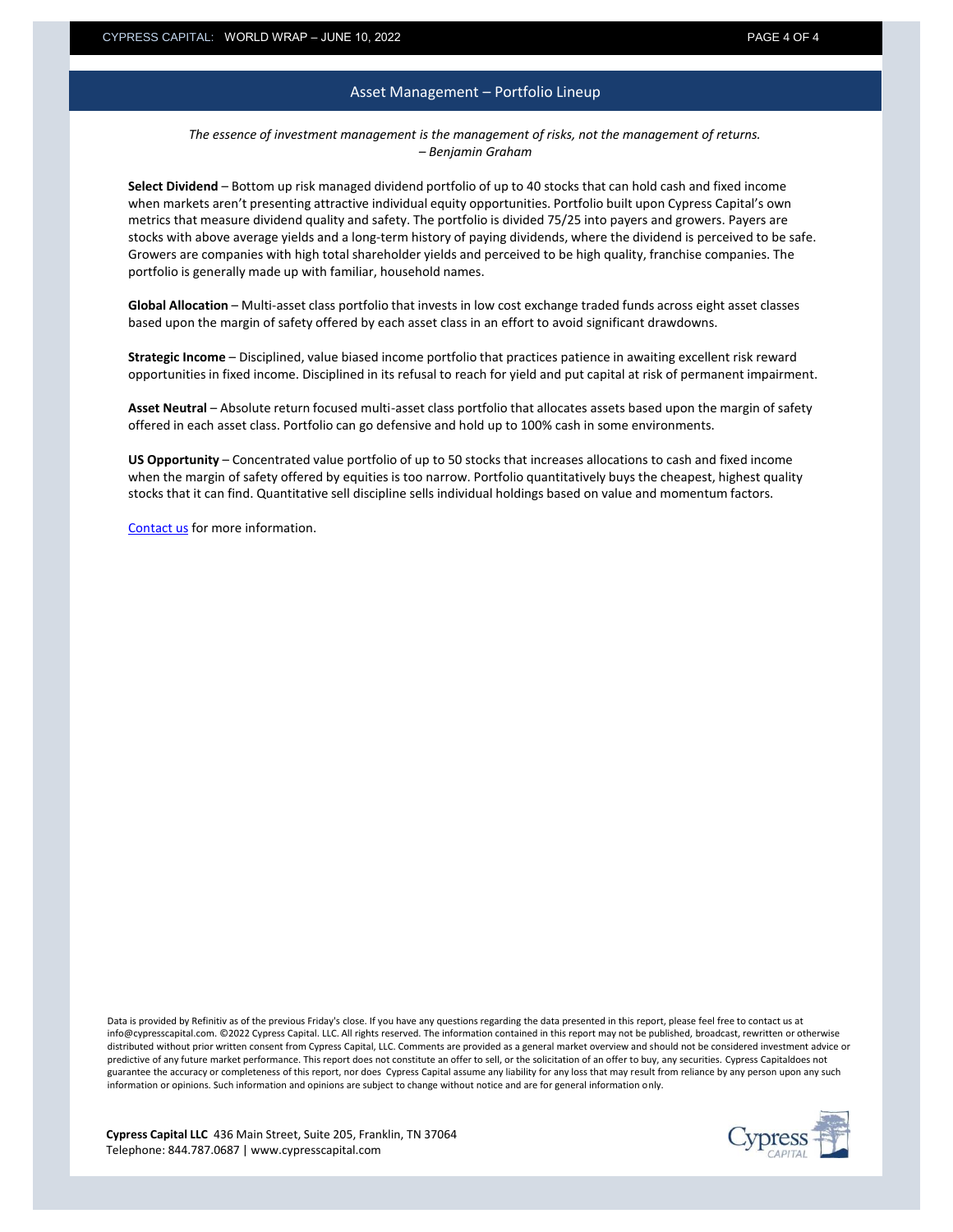## Asset Management – Portfolio Lineup

*The essence of investment management is the management of risks, not the management of returns.*
*– Benjamin Graham*

**Select Dividend** – Bottom up risk managed dividend portfolio of up to 40 stocks that can hold cash and fixed income when markets aren't presenting attractive individual equity opportunities. Portfolio built upon Cypress Capital's own metrics that measure dividend quality and safety. The portfolio is divided 75/25 into payers and growers. Payers are stocks with above average yields and a long-term history of paying dividends, where the dividend is perceived to be safe. Growers are companies with high total shareholder yields and perceived to be high quality, franchise companies. The portfolio is generally made up with familiar, household names.

**Global Allocation** – Multi-asset class portfolio that invests in low cost exchange traded funds across eight asset classes based upon the margin of safety offered by each asset class in an effort to avoid significant drawdowns.

**Strategic Income** – Disciplined, value biased income portfolio that practices patience in awaiting excellent risk reward opportunities in fixed income. Disciplined in its refusal to reach for yield and put capital at risk of permanent impairment.

**Asset Neutral** – Absolute return focused multi-asset class portfolio that allocates assets based upon the margin of safety offered in each asset class. Portfolio can go defensive and hold up to 100% cash in some environments.

**US Opportunity** – Concentrated value portfolio of up to 50 stocks that increases allocations to cash and fixed income when the margin of safety offered by equities is too narrow. Portfolio quantitatively buys the cheapest, highest quality stocks that it can find. Quantitative sell discipline sells individual holdings based on value and momentum factors.

Contact us for more information.

Data is provided by Refinitiv as of the previous Friday's close. If you have any questions regarding the data presented in this report, please feel free to contact us at info@cypresscapital.com. ©2022 Cypress Capital. LLC. All rights reserved. The information contained in this report may not be published, broadcast, rewritten or otherwise distributed without prior written consent from Cypress Capital, LLC. Comments are provided as a general market overview and should not be considered investment advice or predictive of any future market performance. This report does not constitute an offer to sell, or the solicitation of an offer to buy, any securities. Cypress Capitaldoes not guarantee the accuracy or completeness of this report, nor does Cypress Capital assume any liability for any loss that may result from reliance by any person upon any such information or opinions. Such information and opinions are subject to change without notice and are for general information only.

**Cypress Capital LLC** 436 Main Street, Suite 205, Franklin, TN 37064
Telephone: 844.787.0687 | www.cypresscapital.com